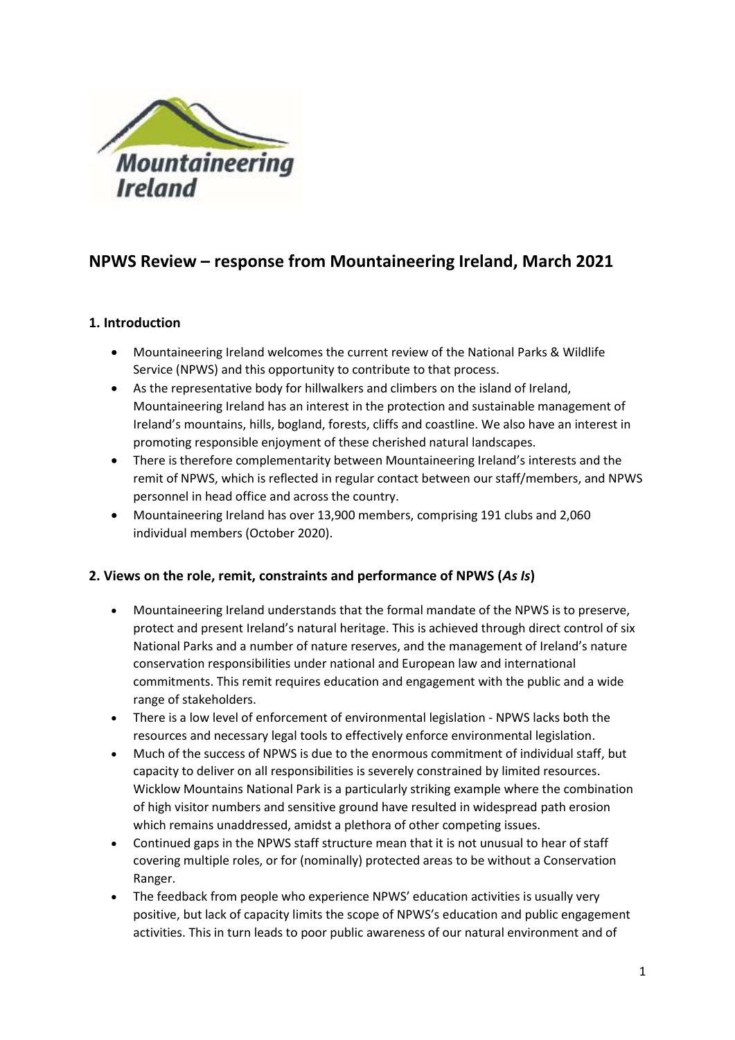# NPWS Review – response from Mountaineering Ireland, March 2021

## 1. Introduction

- Mountaineering Ireland welcomes the current review of the National Parks & Wildlife Service (NPWS) and this opportunity to contribute to that process.
- As the representative body for hillwalkers and climbers on the island of Ireland, Mountaineering Ireland has an interest in the protection and sustainable management of Ireland's mountains, hills, bogland, forests, cliffs and coastline. We also have an interest in promoting responsible enjoyment of these cherished natural landscapes.
- There is therefore complementarity between Mountaineering Ireland's interests and the remit of NPWS, which is reflected in regular contact between our staff/members, and NPWS personnel in head office and across the country.
- Mountaineering Ireland has over 13,900 members, comprising 191 clubs and 2,060 individual members (October 2020).

## 2. Views on the role, remit, constraints and performance of NPWS (*As Is*)

- Mountaineering Ireland understands that the formal mandate of the NPWS is to preserve, protect and present Ireland's natural heritage. This is achieved through direct control of six National Parks and a number of nature reserves, and the management of Ireland's nature conservation responsibilities under national and European law and international commitments. This remit requires education and engagement with the public and a wide range of stakeholders.
- There is a low level of enforcement of environmental legislation - NPWS lacks both the resources and necessary legal tools to effectively enforce environmental legislation.
- Much of the success of NPWS is due to the enormous commitment of individual staff, but capacity to deliver on all responsibilities is severely constrained by limited resources. Wicklow Mountains National Park is a particularly striking example where the combination of high visitor numbers and sensitive ground have resulted in widespread path erosion which remains unaddressed, amidst a plethora of other competing issues.
- Continued gaps in the NPWS staff structure mean that it is not unusual to hear of staff covering multiple roles, or for (nominally) protected areas to be without a Conservation Ranger.
- The feedback from people who experience NPWS' education activities is usually very positive, but lack of capacity limits the scope of NPWS's education and public engagement activities. This in turn leads to poor public awareness of our natural environment and of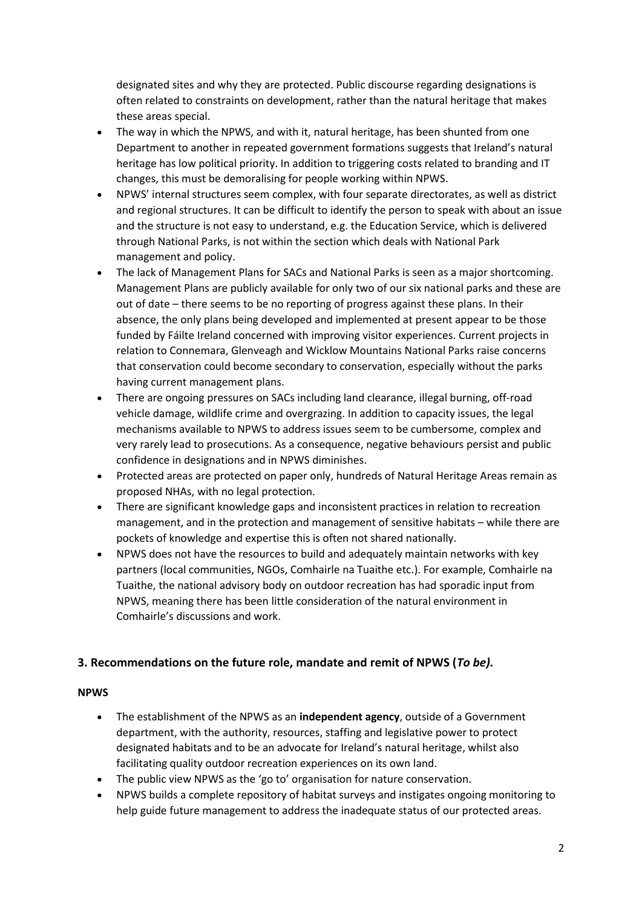designated sites and why they are protected. Public discourse regarding designations is often related to constraints on development, rather than the natural heritage that makes these areas special.

- The way in which the NPWS, and with it, natural heritage, has been shunted from one Department to another in repeated government formations suggests that Ireland's natural heritage has low political priority. In addition to triggering costs related to branding and IT changes, this must be demoralising for people working within NPWS.
- NPWS' internal structures seem complex, with four separate directorates, as well as district and regional structures. It can be difficult to identify the person to speak with about an issue and the structure is not easy to understand, e.g. the Education Service, which is delivered through National Parks, is not within the section which deals with National Park management and policy.
- The lack of Management Plans for SACs and National Parks is seen as a major shortcoming. Management Plans are publicly available for only two of our six national parks and these are out of date – there seems to be no reporting of progress against these plans. In their absence, the only plans being developed and implemented at present appear to be those funded by Fáilte Ireland concerned with improving visitor experiences. Current projects in relation to Connemara, Glenveagh and Wicklow Mountains National Parks raise concerns that conservation could become secondary to conservation, especially without the parks having current management plans.
- There are ongoing pressures on SACs including land clearance, illegal burning, off-road vehicle damage, wildlife crime and overgrazing. In addition to capacity issues, the legal mechanisms available to NPWS to address issues seem to be cumbersome, complex and very rarely lead to prosecutions. As a consequence, negative behaviours persist and public confidence in designations and in NPWS diminishes.
- Protected areas are protected on paper only, hundreds of Natural Heritage Areas remain as proposed NHAs, with no legal protection.
- There are significant knowledge gaps and inconsistent practices in relation to recreation management, and in the protection and management of sensitive habitats – while there are pockets of knowledge and expertise this is often not shared nationally.
- NPWS does not have the resources to build and adequately maintain networks with key partners (local communities, NGOs, Comhairle na Tuaithe etc.). For example, Comhairle na Tuaithe, the national advisory body on outdoor recreation has had sporadic input from NPWS, meaning there has been little consideration of the natural environment in Comhairle's discussions and work.

## 3. Recommendations on the future role, mandate and remit of NPWS (*To be).*

**NPWS**

- The establishment of the NPWS as an **independent agency**, outside of a Government department, with the authority, resources, staffing and legislative power to protect designated habitats and to be an advocate for Ireland's natural heritage, whilst also facilitating quality outdoor recreation experiences on its own land.
- The public view NPWS as the 'go to' organisation for nature conservation.
- NPWS builds a complete repository of habitat surveys and instigates ongoing monitoring to help guide future management to address the inadequate status of our protected areas.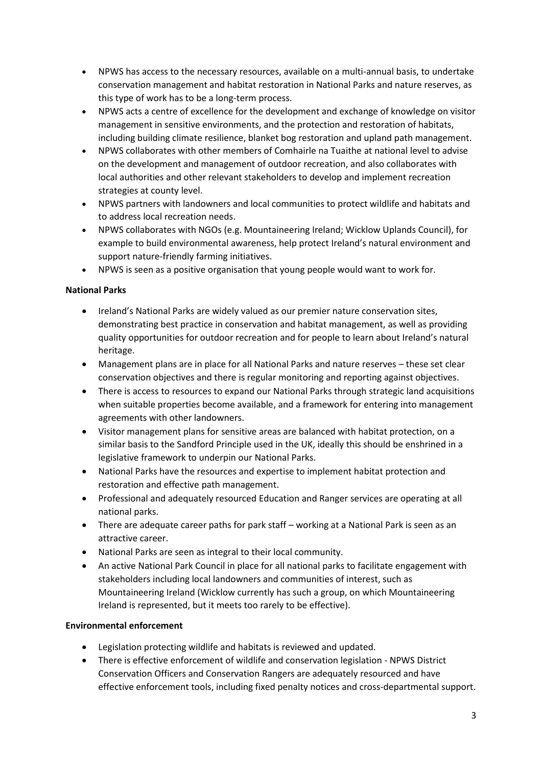- NPWS has access to the necessary resources, available on a multi-annual basis, to undertake conservation management and habitat restoration in National Parks and nature reserves, as this type of work has to be a long-term process.
- NPWS acts a centre of excellence for the development and exchange of knowledge on visitor management in sensitive environments, and the protection and restoration of habitats, including building climate resilience, blanket bog restoration and upland path management.
- NPWS collaborates with other members of Comhairle na Tuaithe at national level to advise on the development and management of outdoor recreation, and also collaborates with local authorities and other relevant stakeholders to develop and implement recreation strategies at county level.
- NPWS partners with landowners and local communities to protect wildlife and habitats and to address local recreation needs.
- NPWS collaborates with NGOs (e.g. Mountaineering Ireland; Wicklow Uplands Council), for example to build environmental awareness, help protect Ireland's natural environment and support nature-friendly farming initiatives.
- NPWS is seen as a positive organisation that young people would want to work for.

**National Parks**

- Ireland's National Parks are widely valued as our premier nature conservation sites, demonstrating best practice in conservation and habitat management, as well as providing quality opportunities for outdoor recreation and for people to learn about Ireland's natural heritage.
- Management plans are in place for all National Parks and nature reserves – these set clear conservation objectives and there is regular monitoring and reporting against objectives.
- There is access to resources to expand our National Parks through strategic land acquisitions when suitable properties become available, and a framework for entering into management agreements with other landowners.
- Visitor management plans for sensitive areas are balanced with habitat protection, on a similar basis to the Sandford Principle used in the UK, ideally this should be enshrined in a legislative framework to underpin our National Parks.
- National Parks have the resources and expertise to implement habitat protection and restoration and effective path management.
- Professional and adequately resourced Education and Ranger services are operating at all national parks.
- There are adequate career paths for park staff – working at a National Park is seen as an attractive career.
- National Parks are seen as integral to their local community.
- An active National Park Council in place for all national parks to facilitate engagement with stakeholders including local landowners and communities of interest, such as Mountaineering Ireland (Wicklow currently has such a group, on which Mountaineering Ireland is represented, but it meets too rarely to be effective).

**Environmental enforcement**

- Legislation protecting wildlife and habitats is reviewed and updated.
- There is effective enforcement of wildlife and conservation legislation - NPWS District Conservation Officers and Conservation Rangers are adequately resourced and have effective enforcement tools, including fixed penalty notices and cross-departmental support.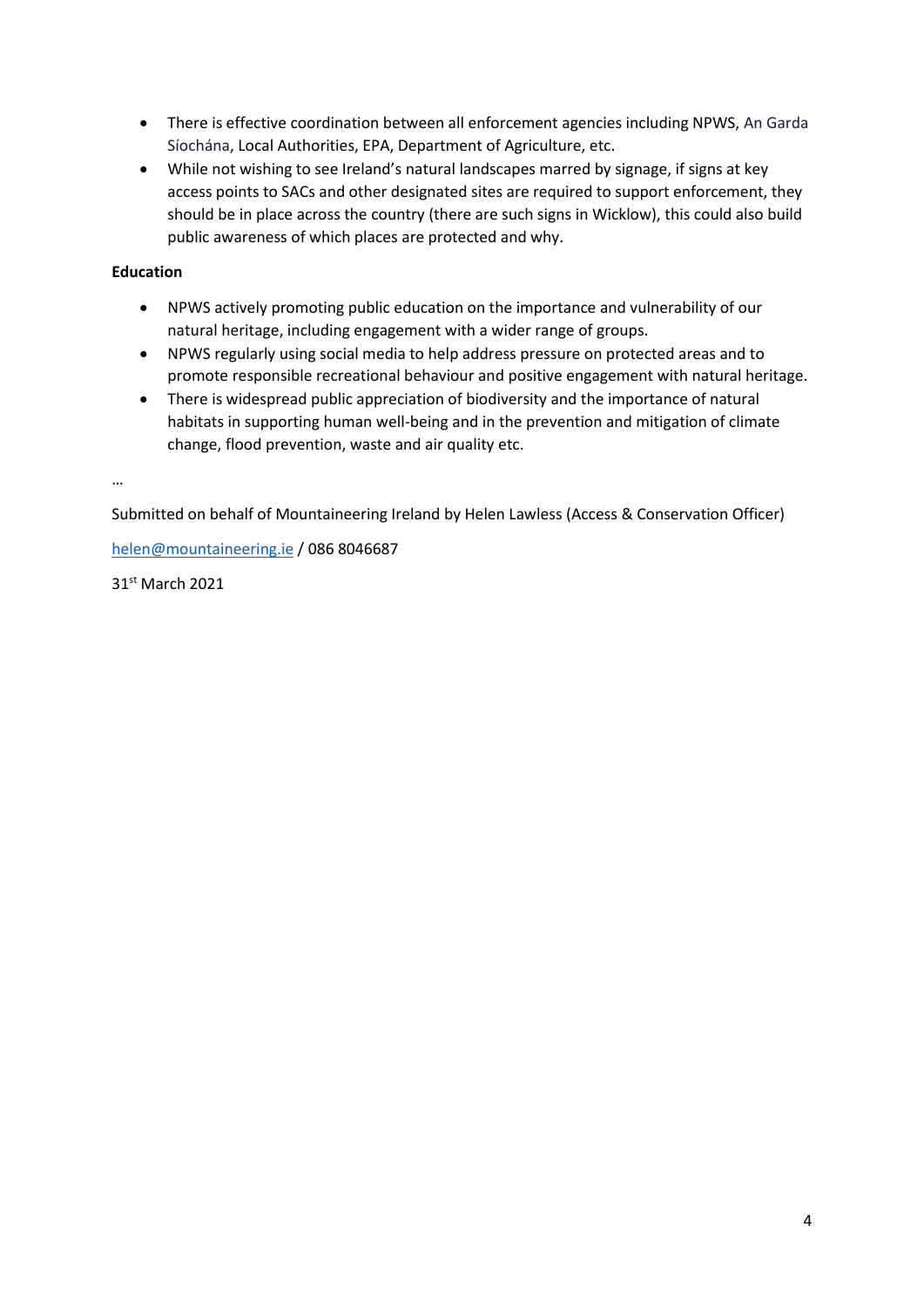- There is effective coordination between all enforcement agencies including NPWS, An Garda Síochána, Local Authorities, EPA, Department of Agriculture, etc.
- While not wishing to see Ireland's natural landscapes marred by signage, if signs at key access points to SACs and other designated sites are required to support enforcement, they should be in place across the country (there are such signs in Wicklow), this could also build public awareness of which places are protected and why.

**Education**

- NPWS actively promoting public education on the importance and vulnerability of our natural heritage, including engagement with a wider range of groups.
- NPWS regularly using social media to help address pressure on protected areas and to promote responsible recreational behaviour and positive engagement with natural heritage.
- There is widespread public appreciation of biodiversity and the importance of natural habitats in supporting human well-being and in the prevention and mitigation of climate change, flood prevention, waste and air quality etc.

…

Submitted on behalf of Mountaineering Ireland by Helen Lawless (Access & Conservation Officer)

helen@mountaineering.ie / 086 8046687

31st March 2021